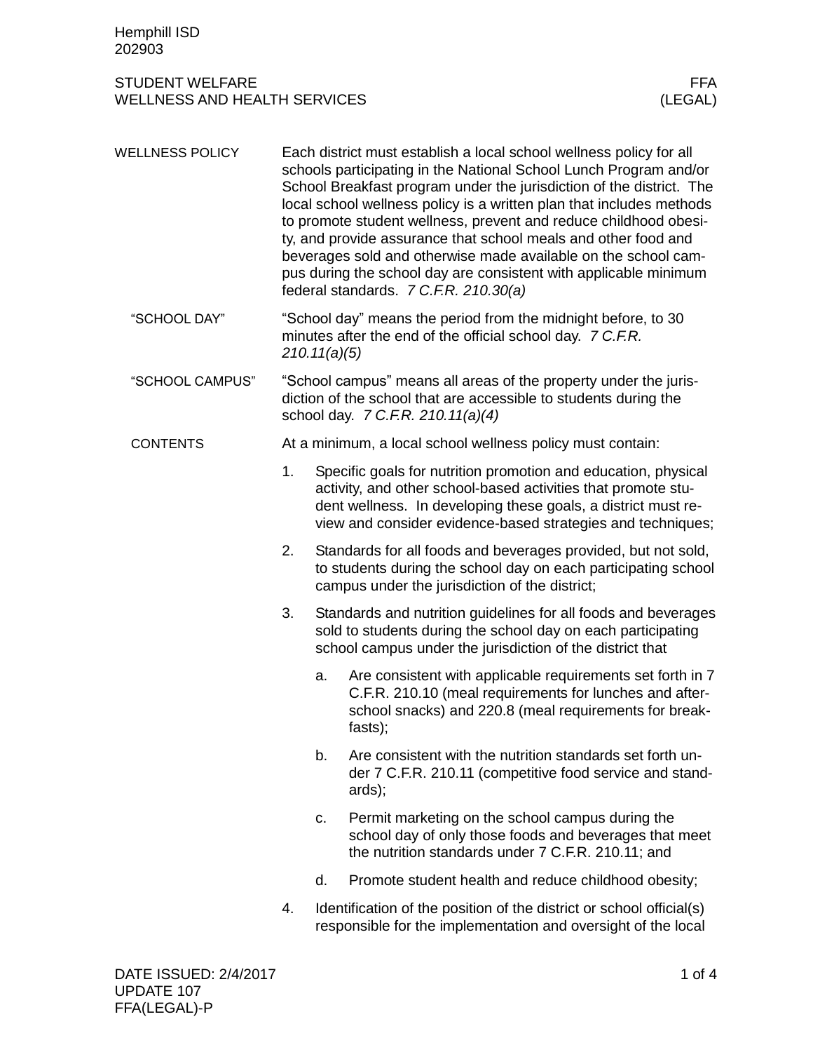## STUDENT WELFARE — WELLNESS AND HEALTH SERVICES — FFA (LEGAL)

### WELLNESS POLICY

Each district must establish a local school wellness policy for all schools participating in the National School Lunch Program and/or School Breakfast program under the jurisdiction of the district. The local school wellness policy is a written plan that includes methods to promote student wellness, prevent and reduce childhood obesity, and provide assurance that school meals and other food and beverages sold and otherwise made available on the school campus during the school day are consistent with applicable minimum federal standards. *7 C.F.R. 210.30(a)*

#### "SCHOOL DAY"

"School day" means the period from the midnight before, to 30 minutes after the end of the official school day. *7 C.F.R. 210.11(a)(5)*

#### "SCHOOL CAMPUS"

"School campus" means all areas of the property under the jurisdiction of the school that are accessible to students during the school day. *7 C.F.R. 210.11(a)(4)*

#### CONTENTS

At a minimum, a local school wellness policy must contain:

1. Specific goals for nutrition promotion and education, physical activity, and other school-based activities that promote student wellness. In developing these goals, a district must review and consider evidence-based strategies and techniques;
2. Standards for all foods and beverages provided, but not sold, to students during the school day on each participating school campus under the jurisdiction of the district;
3. Standards and nutrition guidelines for all foods and beverages sold to students during the school day on each participating school campus under the jurisdiction of the district that
   a. Are consistent with applicable requirements set forth in 7 C.F.R. 210.10 (meal requirements for lunches and after-school snacks) and 220.8 (meal requirements for breakfasts);
   b. Are consistent with the nutrition standards set forth under 7 C.F.R. 210.11 (competitive food service and standards);
   c. Permit marketing on the school campus during the school day of only those foods and beverages that meet the nutrition standards under 7 C.F.R. 210.11; and
   d. Promote student health and reduce childhood obesity;
4. Identification of the position of the district or school official(s) responsible for the implementation and oversight of the local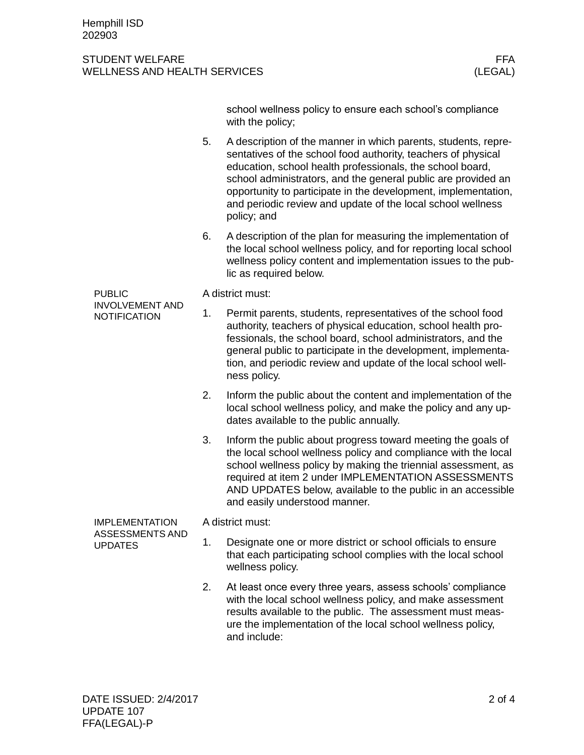school wellness policy to ensure each school's compliance with the policy;

5. A description of the manner in which parents, students, representatives of the school food authority, teachers of physical education, school health professionals, the school board, school administrators, and the general public are provided an opportunity to participate in the development, implementation, and periodic review and update of the local school wellness policy; and
6. A description of the plan for measuring the implementation of the local school wellness policy, and for reporting local school wellness policy content and implementation issues to the public as required below.

## PUBLIC INVOLVEMENT AND NOTIFICATION

A district must:

1. Permit parents, students, representatives of the school food authority, teachers of physical education, school health professionals, the school board, school administrators, and the general public to participate in the development, implementation, and periodic review and update of the local school wellness policy.
2. Inform the public about the content and implementation of the local school wellness policy, and make the policy and any updates available to the public annually.
3. Inform the public about progress toward meeting the goals of the local school wellness policy and compliance with the local school wellness policy by making the triennial assessment, as required at item 2 under IMPLEMENTATION ASSESSMENTS AND UPDATES below, available to the public in an accessible and easily understood manner.

## IMPLEMENTATION ASSESSMENTS AND UPDATES

A district must:

1. Designate one or more district or school officials to ensure that each participating school complies with the local school wellness policy.
2. At least once every three years, assess schools' compliance with the local school wellness policy, and make assessment results available to the public. The assessment must measure the implementation of the local school wellness policy, and include: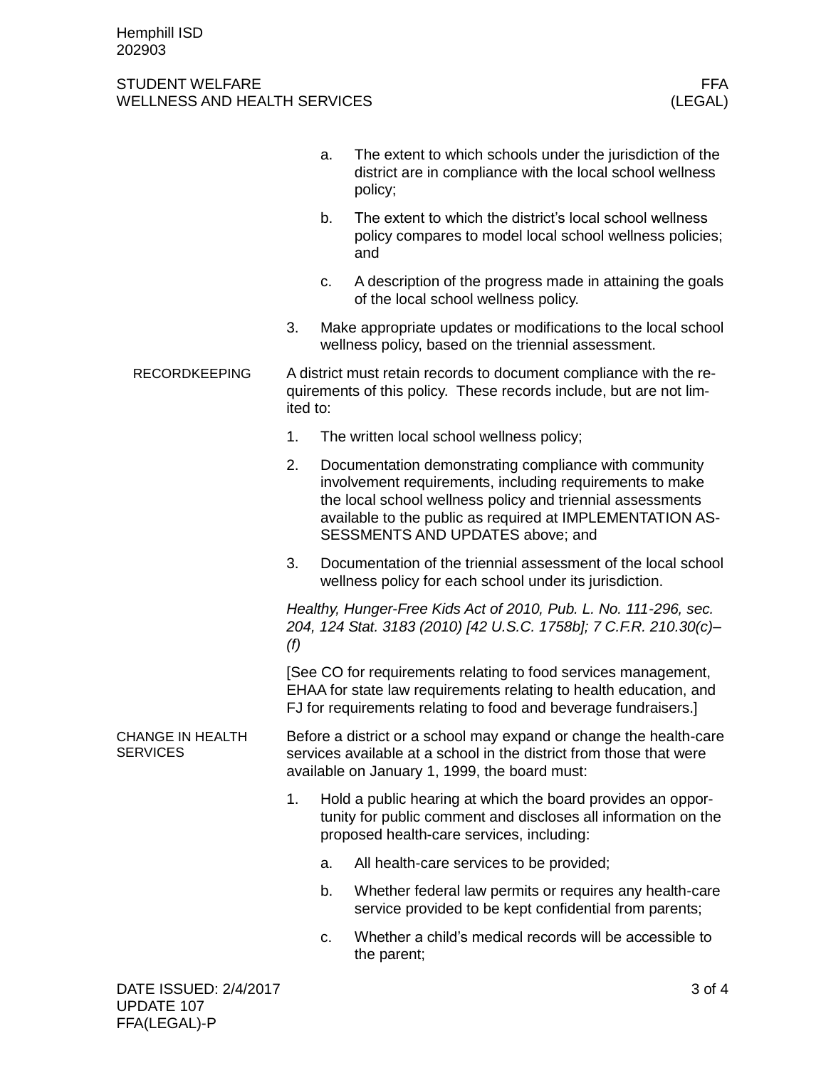a. The extent to which schools under the jurisdiction of the district are in compliance with the local school wellness policy;

b. The extent to which the district's local school wellness policy compares to model local school wellness policies; and

c. A description of the progress made in attaining the goals of the local school wellness policy.

3. Make appropriate updates or modifications to the local school wellness policy, based on the triennial assessment.

## RECORDKEEPING

A district must retain records to document compliance with the requirements of this policy. These records include, but are not limited to:

1. The written local school wellness policy;
2. Documentation demonstrating compliance with community involvement requirements, including requirements to make the local school wellness policy and triennial assessments available to the public as required at IMPLEMENTATION ASSESSMENTS AND UPDATES above; and
3. Documentation of the triennial assessment of the local school wellness policy for each school under its jurisdiction.

*Healthy, Hunger-Free Kids Act of 2010, Pub. L. No. 111-296, sec. 204, 124 Stat. 3183 (2010) [42 U.S.C. 1758b]; 7 C.F.R. 210.30(c)–(f)*

[See CO for requirements relating to food services management, EHAA for state law requirements relating to health education, and FJ for requirements relating to food and beverage fundraisers.]

## CHANGE IN HEALTH SERVICES

Before a district or a school may expand or change the health-care services available at a school in the district from those that were available on January 1, 1999, the board must:

1. Hold a public hearing at which the board provides an opportunity for public comment and discloses all information on the proposed health-care services, including:
   a. All health-care services to be provided;
   b. Whether federal law permits or requires any health-care service provided to be kept confidential from parents;
   c. Whether a child's medical records will be accessible to the parent;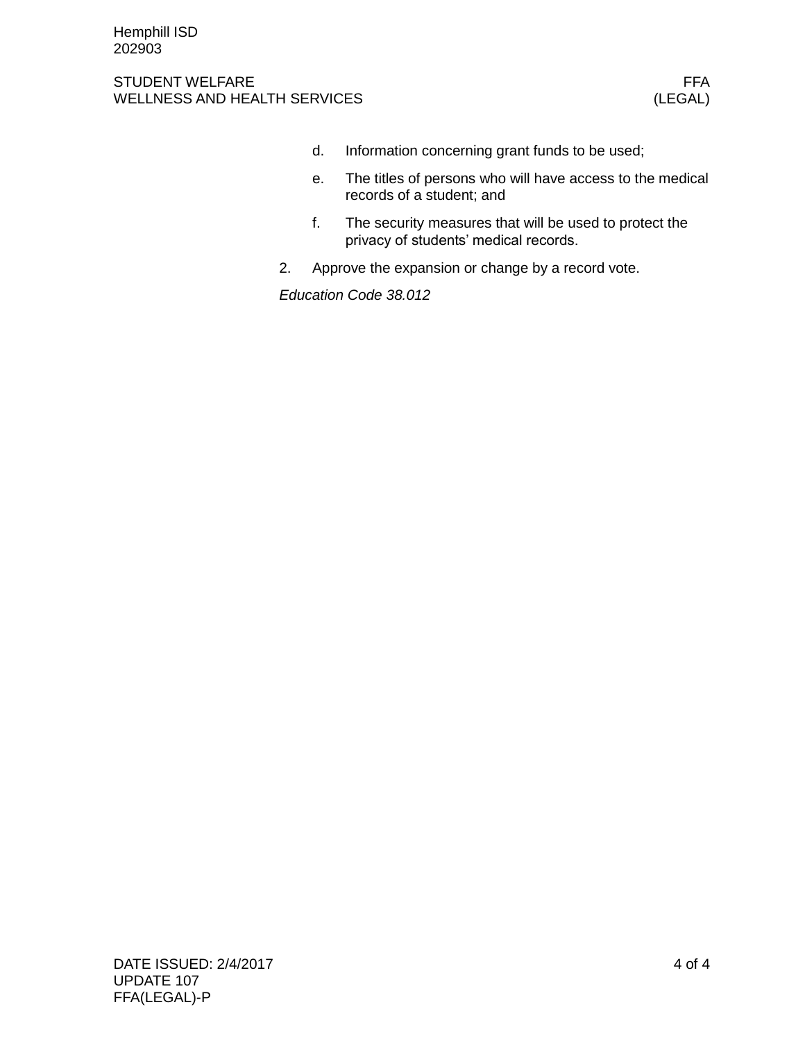d. Information concerning grant funds to be used;
   e. The titles of persons who will have access to the medical records of a student; and
   f. The security measures that will be used to protect the privacy of students' medical records.

2. Approve the expansion or change by a record vote.

*Education Code 38.012*